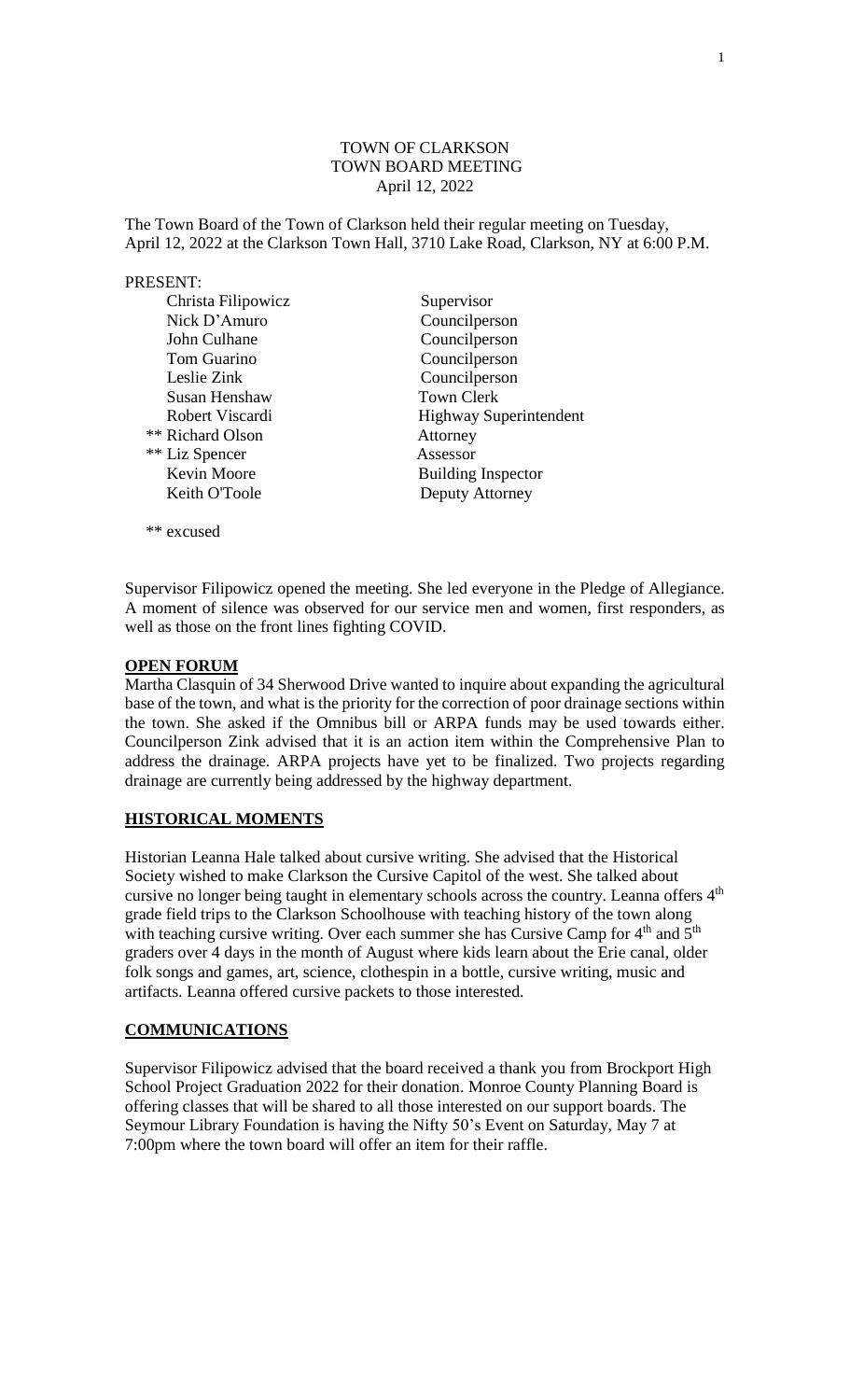TOWN OF CLARKSON
TOWN BOARD MEETING
April 12, 2022

The Town Board of the Town of Clarkson held their regular meeting on Tuesday, April 12, 2022 at the Clarkson Town Hall, 3710 Lake Road, Clarkson, NY at 6:00 P.M.

PRESENT:

| | |
|---|---|
| Christa Filipowicz | Supervisor |
| Nick D'Amuro | Councilperson |
| John Culhane | Councilperson |
| Tom Guarino | Councilperson |
| Leslie Zink | Councilperson |
| Susan Henshaw | Town Clerk |
| Robert Viscardi | Highway Superintendent |
| ** Richard Olson | Attorney |
| ** Liz Spencer | Assessor |
| Kevin Moore | Building Inspector |
| Keith O'Toole | Deputy Attorney |

** excused

Supervisor Filipowicz opened the meeting. She led everyone in the Pledge of Allegiance. A moment of silence was observed for our service men and women, first responders, as well as those on the front lines fighting COVID.

**OPEN FORUM**

Martha Clasquin of 34 Sherwood Drive wanted to inquire about expanding the agricultural base of the town, and what is the priority for the correction of poor drainage sections within the town. She asked if the Omnibus bill or ARPA funds may be used towards either. Councilperson Zink advised that it is an action item within the Comprehensive Plan to address the drainage. ARPA projects have yet to be finalized. Two projects regarding drainage are currently being addressed by the highway department.

**HISTORICAL MOMENTS**

Historian Leanna Hale talked about cursive writing. She advised that the Historical Society wished to make Clarkson the Cursive Capitol of the west. She talked about cursive no longer being taught in elementary schools across the country. Leanna offers 4th grade field trips to the Clarkson Schoolhouse with teaching history of the town along with teaching cursive writing. Over each summer she has Cursive Camp for 4th and 5th graders over 4 days in the month of August where kids learn about the Erie canal, older folk songs and games, art, science, clothespin in a bottle, cursive writing, music and artifacts. Leanna offered cursive packets to those interested.

**COMMUNICATIONS**

Supervisor Filipowicz advised that the board received a thank you from Brockport High School Project Graduation 2022 for their donation. Monroe County Planning Board is offering classes that will be shared to all those interested on our support boards. The Seymour Library Foundation is having the Nifty 50's Event on Saturday, May 7 at 7:00pm where the town board will offer an item for their raffle.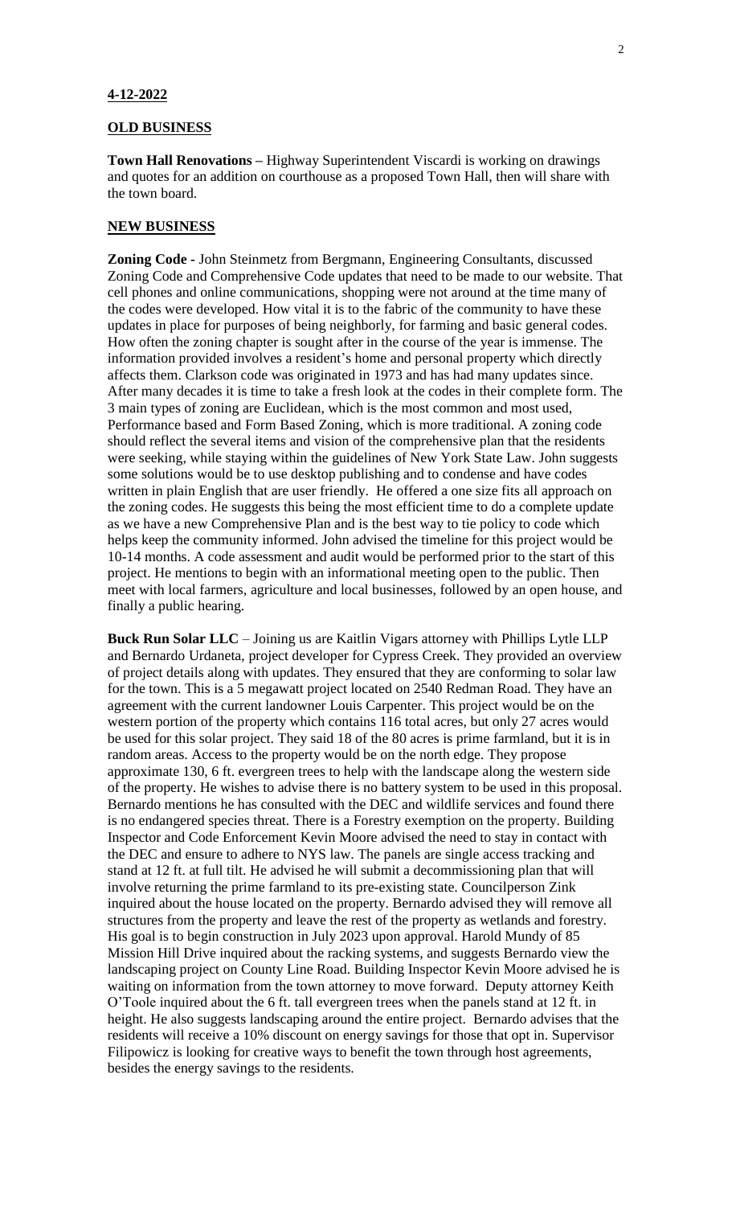**4-12-2022**

**OLD BUSINESS**

**Town Hall Renovations –** Highway Superintendent Viscardi is working on drawings and quotes for an addition on courthouse as a proposed Town Hall, then will share with the town board.

**NEW BUSINESS**

**Zoning Code -** John Steinmetz from Bergmann, Engineering Consultants, discussed Zoning Code and Comprehensive Code updates that need to be made to our website. That cell phones and online communications, shopping were not around at the time many of the codes were developed. How vital it is to the fabric of the community to have these updates in place for purposes of being neighborly, for farming and basic general codes. How often the zoning chapter is sought after in the course of the year is immense. The information provided involves a resident's home and personal property which directly affects them. Clarkson code was originated in 1973 and has had many updates since. After many decades it is time to take a fresh look at the codes in their complete form. The 3 main types of zoning are Euclidean, which is the most common and most used, Performance based and Form Based Zoning, which is more traditional. A zoning code should reflect the several items and vision of the comprehensive plan that the residents were seeking, while staying within the guidelines of New York State Law. John suggests some solutions would be to use desktop publishing and to condense and have codes written in plain English that are user friendly. He offered a one size fits all approach on the zoning codes. He suggests this being the most efficient time to do a complete update as we have a new Comprehensive Plan and is the best way to tie policy to code which helps keep the community informed. John advised the timeline for this project would be 10-14 months. A code assessment and audit would be performed prior to the start of this project. He mentions to begin with an informational meeting open to the public. Then meet with local farmers, agriculture and local businesses, followed by an open house, and finally a public hearing.

**Buck Run Solar LLC** – Joining us are Kaitlin Vigars attorney with Phillips Lytle LLP and Bernardo Urdaneta, project developer for Cypress Creek. They provided an overview of project details along with updates. They ensured that they are conforming to solar law for the town. This is a 5 megawatt project located on 2540 Redman Road. They have an agreement with the current landowner Louis Carpenter. This project would be on the western portion of the property which contains 116 total acres, but only 27 acres would be used for this solar project. They said 18 of the 80 acres is prime farmland, but it is in random areas. Access to the property would be on the north edge. They propose approximate 130, 6 ft. evergreen trees to help with the landscape along the western side of the property. He wishes to advise there is no battery system to be used in this proposal. Bernardo mentions he has consulted with the DEC and wildlife services and found there is no endangered species threat. There is a Forestry exemption on the property. Building Inspector and Code Enforcement Kevin Moore advised the need to stay in contact with the DEC and ensure to adhere to NYS law. The panels are single access tracking and stand at 12 ft. at full tilt. He advised he will submit a decommissioning plan that will involve returning the prime farmland to its pre-existing state. Councilperson Zink inquired about the house located on the property. Bernardo advised they will remove all structures from the property and leave the rest of the property as wetlands and forestry. His goal is to begin construction in July 2023 upon approval. Harold Mundy of 85 Mission Hill Drive inquired about the racking systems, and suggests Bernardo view the landscaping project on County Line Road. Building Inspector Kevin Moore advised he is waiting on information from the town attorney to move forward. Deputy attorney Keith O'Toole inquired about the 6 ft. tall evergreen trees when the panels stand at 12 ft. in height. He also suggests landscaping around the entire project. Bernardo advises that the residents will receive a 10% discount on energy savings for those that opt in. Supervisor Filipowicz is looking for creative ways to benefit the town through host agreements, besides the energy savings to the residents.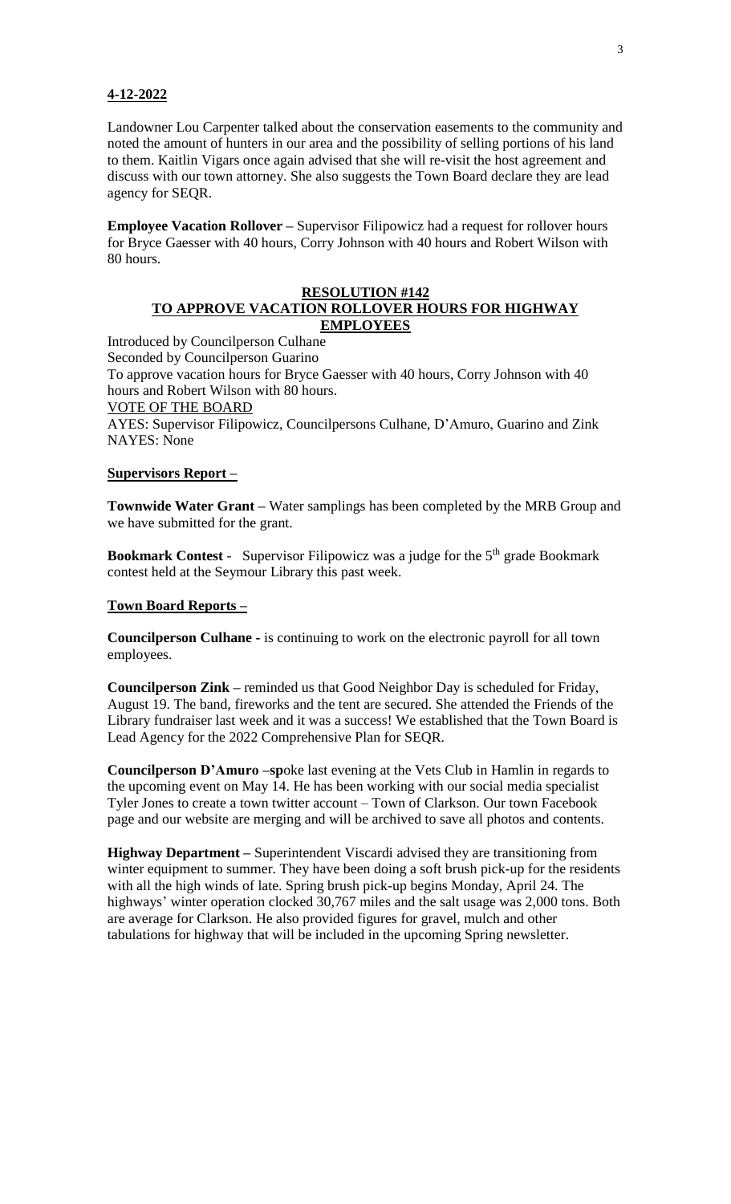**4-12-2022**

Landowner Lou Carpenter talked about the conservation easements to the community and noted the amount of hunters in our area and the possibility of selling portions of his land to them. Kaitlin Vigars once again advised that she will re-visit the host agreement and discuss with our town attorney. She also suggests the Town Board declare they are lead agency for SEQR.

**Employee Vacation Rollover –** Supervisor Filipowicz had a request for rollover hours for Bryce Gaesser with 40 hours, Corry Johnson with 40 hours and Robert Wilson with 80 hours.

**RESOLUTION #142**
**TO APPROVE VACATION ROLLOVER HOURS FOR HIGHWAY EMPLOYEES**

Introduced by Councilperson Culhane
Seconded by Councilperson Guarino
To approve vacation hours for Bryce Gaesser with 40 hours, Corry Johnson with 40 hours and Robert Wilson with 80 hours.
VOTE OF THE BOARD
AYES: Supervisor Filipowicz, Councilpersons Culhane, D'Amuro, Guarino and Zink
NAYES: None

**Supervisors Report –**

**Townwide Water Grant –** Water samplings has been completed by the MRB Group and we have submitted for the grant.

**Bookmark Contest** - Supervisor Filipowicz was a judge for the 5th grade Bookmark contest held at the Seymour Library this past week.

**Town Board Reports –**

**Councilperson Culhane** - is continuing to work on the electronic payroll for all town employees.

**Councilperson Zink –** reminded us that Good Neighbor Day is scheduled for Friday, August 19. The band, fireworks and the tent are secured. She attended the Friends of the Library fundraiser last week and it was a success! We established that the Town Board is Lead Agency for the 2022 Comprehensive Plan for SEQR.

**Councilperson D'Amuro –sp**oke last evening at the Vets Club in Hamlin in regards to the upcoming event on May 14. He has been working with our social media specialist Tyler Jones to create a town twitter account – Town of Clarkson. Our town Facebook page and our website are merging and will be archived to save all photos and contents.

**Highway Department –** Superintendent Viscardi advised they are transitioning from winter equipment to summer. They have been doing a soft brush pick-up for the residents with all the high winds of late. Spring brush pick-up begins Monday, April 24. The highways' winter operation clocked 30,767 miles and the salt usage was 2,000 tons. Both are average for Clarkson. He also provided figures for gravel, mulch and other tabulations for highway that will be included in the upcoming Spring newsletter.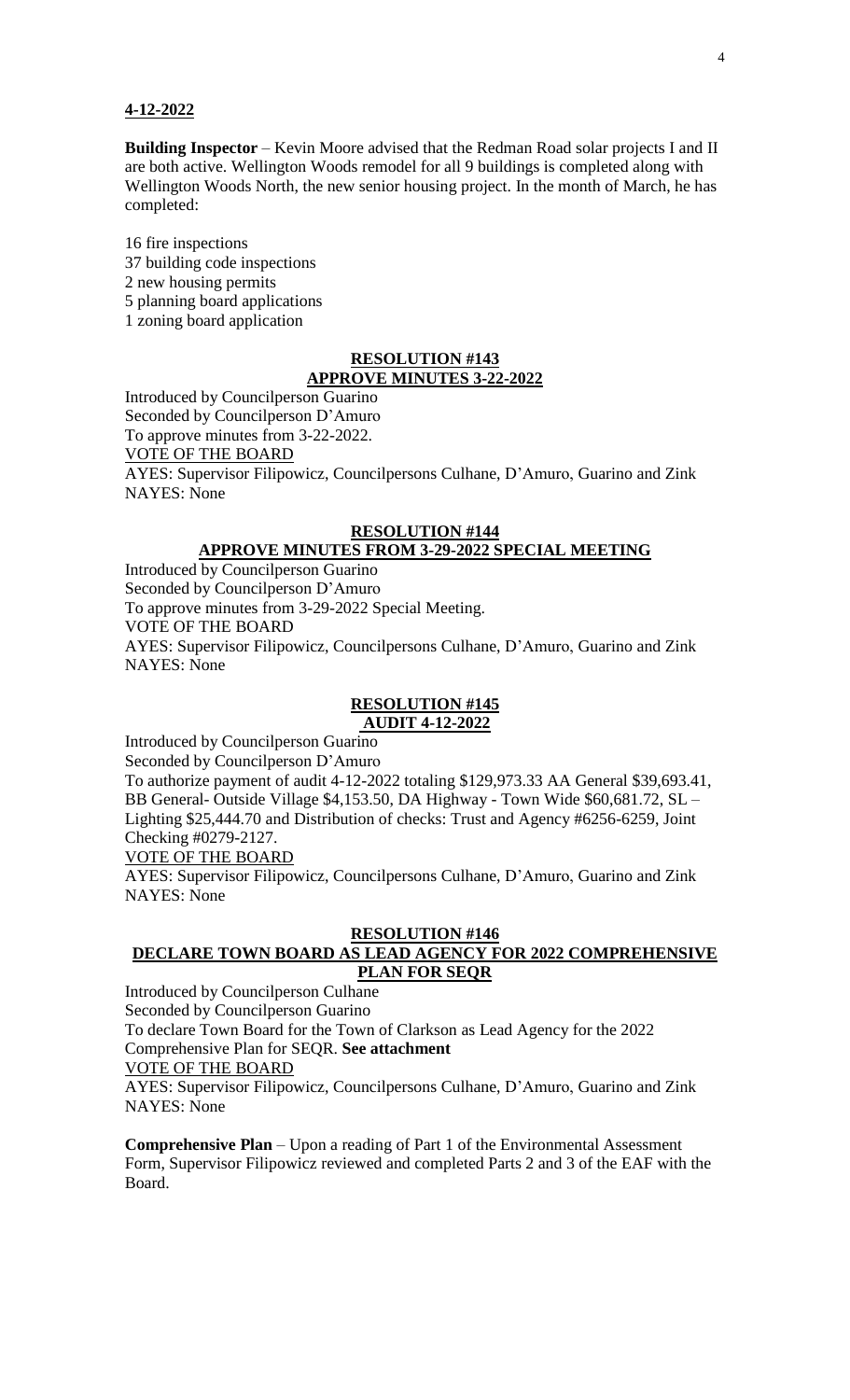**4-12-2022**

**Building Inspector** – Kevin Moore advised that the Redman Road solar projects I and II are both active. Wellington Woods remodel for all 9 buildings is completed along with Wellington Woods North, the new senior housing project. In the month of March, he has completed:

16 fire inspections
37 building code inspections
2 new housing permits
5 planning board applications
1 zoning board application

**RESOLUTION #143**
**APPROVE MINUTES 3-22-2022**

Introduced by Councilperson Guarino
Seconded by Councilperson D'Amuro
To approve minutes from 3-22-2022.
VOTE OF THE BOARD
AYES: Supervisor Filipowicz, Councilpersons Culhane, D'Amuro, Guarino and Zink
NAYES: None

**RESOLUTION #144**
**APPROVE MINUTES FROM 3-29-2022 SPECIAL MEETING**

Introduced by Councilperson Guarino
Seconded by Councilperson D'Amuro
To approve minutes from 3-29-2022 Special Meeting.
VOTE OF THE BOARD
AYES: Supervisor Filipowicz, Councilpersons Culhane, D'Amuro, Guarino and Zink
NAYES: None

**RESOLUTION #145**
**AUDIT 4-12-2022**

Introduced by Councilperson Guarino
Seconded by Councilperson D'Amuro
To authorize payment of audit 4-12-2022 totaling $129,973.33 AA General $39,693.41, BB General- Outside Village $4,153.50, DA Highway - Town Wide $60,681.72, SL – Lighting $25,444.70 and Distribution of checks: Trust and Agency #6256-6259, Joint Checking #0279-2127.
VOTE OF THE BOARD
AYES: Supervisor Filipowicz, Councilpersons Culhane, D'Amuro, Guarino and Zink
NAYES: None

**RESOLUTION #146**
**DECLARE TOWN BOARD AS LEAD AGENCY FOR 2022 COMPREHENSIVE PLAN FOR SEQR**

Introduced by Councilperson Culhane
Seconded by Councilperson Guarino
To declare Town Board for the Town of Clarkson as Lead Agency for the 2022 Comprehensive Plan for SEQR. **See attachment**
VOTE OF THE BOARD
AYES: Supervisor Filipowicz, Councilpersons Culhane, D'Amuro, Guarino and Zink
NAYES: None

**Comprehensive Plan** – Upon a reading of Part 1 of the Environmental Assessment Form, Supervisor Filipowicz reviewed and completed Parts 2 and 3 of the EAF with the Board.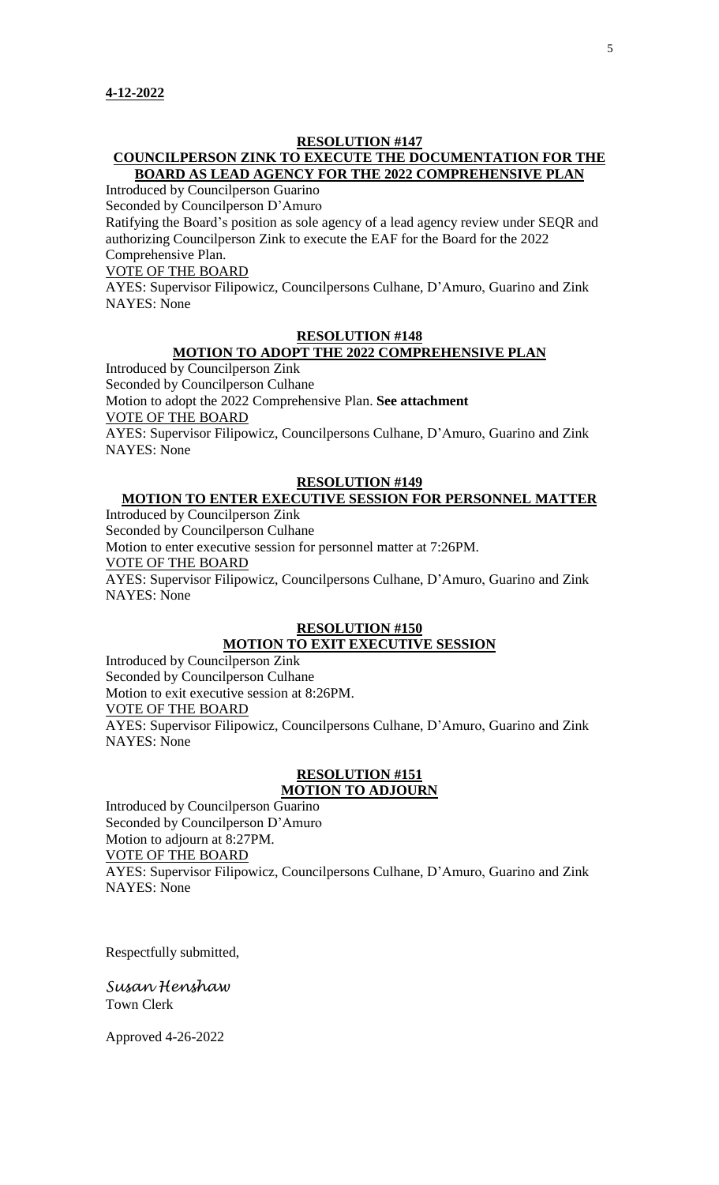**4-12-2022**

**RESOLUTION #147**

**COUNCILPERSON ZINK TO EXECUTE THE DOCUMENTATION FOR THE BOARD AS LEAD AGENCY FOR THE 2022 COMPREHENSIVE PLAN**

Introduced by Councilperson Guarino
Seconded by Councilperson D'Amuro
Ratifying the Board's position as sole agency of a lead agency review under SEQR and authorizing Councilperson Zink to execute the EAF for the Board for the 2022 Comprehensive Plan.
VOTE OF THE BOARD
AYES: Supervisor Filipowicz, Councilpersons Culhane, D'Amuro, Guarino and Zink
NAYES: None

**RESOLUTION #148**

**MOTION TO ADOPT THE 2022 COMPREHENSIVE PLAN**

Introduced by Councilperson Zink
Seconded by Councilperson Culhane
Motion to adopt the 2022 Comprehensive Plan. **See attachment**
VOTE OF THE BOARD
AYES: Supervisor Filipowicz, Councilpersons Culhane, D'Amuro, Guarino and Zink
NAYES: None

**RESOLUTION #149**

**MOTION TO ENTER EXECUTIVE SESSION FOR PERSONNEL MATTER**

Introduced by Councilperson Zink
Seconded by Councilperson Culhane
Motion to enter executive session for personnel matter at 7:26PM.
VOTE OF THE BOARD
AYES: Supervisor Filipowicz, Councilpersons Culhane, D'Amuro, Guarino and Zink
NAYES: None

**RESOLUTION #150**

**MOTION TO EXIT EXECUTIVE SESSION**

Introduced by Councilperson Zink
Seconded by Councilperson Culhane
Motion to exit executive session at 8:26PM.
VOTE OF THE BOARD
AYES: Supervisor Filipowicz, Councilpersons Culhane, D'Amuro, Guarino and Zink
NAYES: None

**RESOLUTION #151**

**MOTION TO ADJOURN**

Introduced by Councilperson Guarino
Seconded by Councilperson D'Amuro
Motion to adjourn at 8:27PM.
VOTE OF THE BOARD
AYES: Supervisor Filipowicz, Councilpersons Culhane, D'Amuro, Guarino and Zink
NAYES: None

Respectfully submitted,

*Susan Henshaw*
Town Clerk

Approved 4-26-2022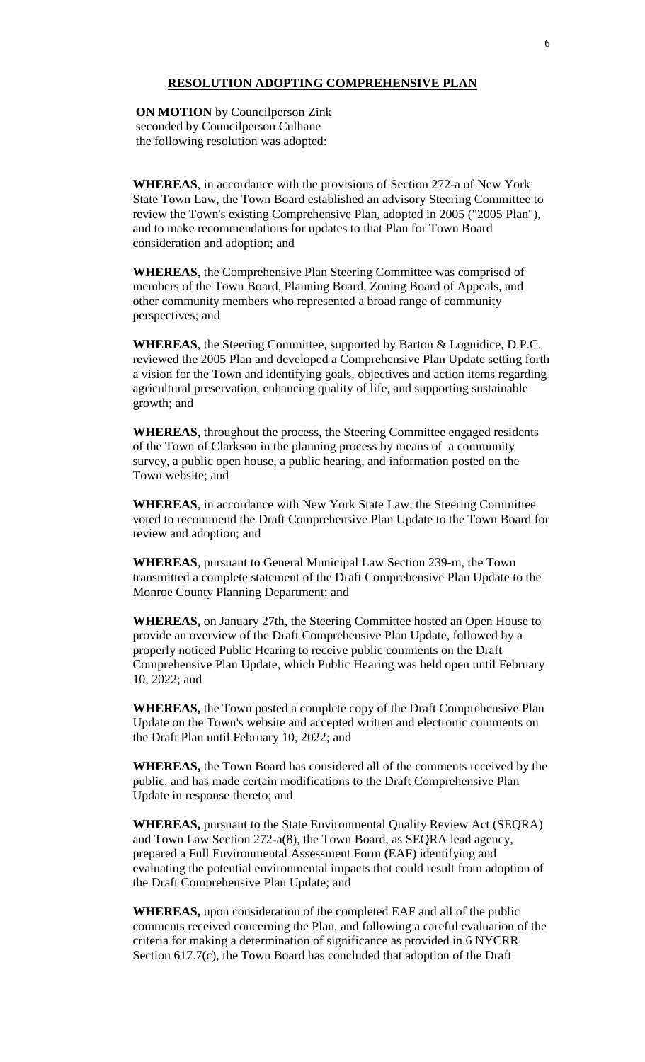**RESOLUTION ADOPTING COMPREHENSIVE PLAN**

**ON MOTION** by Councilperson Zink
seconded by Councilperson Culhane
the following resolution was adopted:

**WHEREAS**, in accordance with the provisions of Section 272-a of New York State Town Law, the Town Board established an advisory Steering Committee to review the Town's existing Comprehensive Plan, adopted in 2005 ("2005 Plan"), and to make recommendations for updates to that Plan for Town Board consideration and adoption; and

**WHEREAS**, the Comprehensive Plan Steering Committee was comprised of members of the Town Board, Planning Board, Zoning Board of Appeals, and other community members who represented a broad range of community perspectives; and

**WHEREAS**, the Steering Committee, supported by Barton & Loguidice, D.P.C. reviewed the 2005 Plan and developed a Comprehensive Plan Update setting forth a vision for the Town and identifying goals, objectives and action items regarding agricultural preservation, enhancing quality of life, and supporting sustainable growth; and

**WHEREAS**, throughout the process, the Steering Committee engaged residents of the Town of Clarkson in the planning process by means of a community survey, a public open house, a public hearing, and information posted on the Town website; and

**WHEREAS**, in accordance with New York State Law, the Steering Committee voted to recommend the Draft Comprehensive Plan Update to the Town Board for review and adoption; and

**WHEREAS**, pursuant to General Municipal Law Section 239-m, the Town transmitted a complete statement of the Draft Comprehensive Plan Update to the Monroe County Planning Department; and

**WHEREAS,** on January 27th, the Steering Committee hosted an Open House to provide an overview of the Draft Comprehensive Plan Update, followed by a properly noticed Public Hearing to receive public comments on the Draft Comprehensive Plan Update, which Public Hearing was held open until February 10, 2022; and

**WHEREAS,** the Town posted a complete copy of the Draft Comprehensive Plan Update on the Town's website and accepted written and electronic comments on the Draft Plan until February 10, 2022; and

**WHEREAS,** the Town Board has considered all of the comments received by the public, and has made certain modifications to the Draft Comprehensive Plan Update in response thereto; and

**WHEREAS,** pursuant to the State Environmental Quality Review Act (SEQRA) and Town Law Section 272-a(8), the Town Board, as SEQRA lead agency, prepared a Full Environmental Assessment Form (EAF) identifying and evaluating the potential environmental impacts that could result from adoption of the Draft Comprehensive Plan Update; and

**WHEREAS,** upon consideration of the completed EAF and all of the public comments received concerning the Plan, and following a careful evaluation of the criteria for making a determination of significance as provided in 6 NYCRR Section 617.7(c), the Town Board has concluded that adoption of the Draft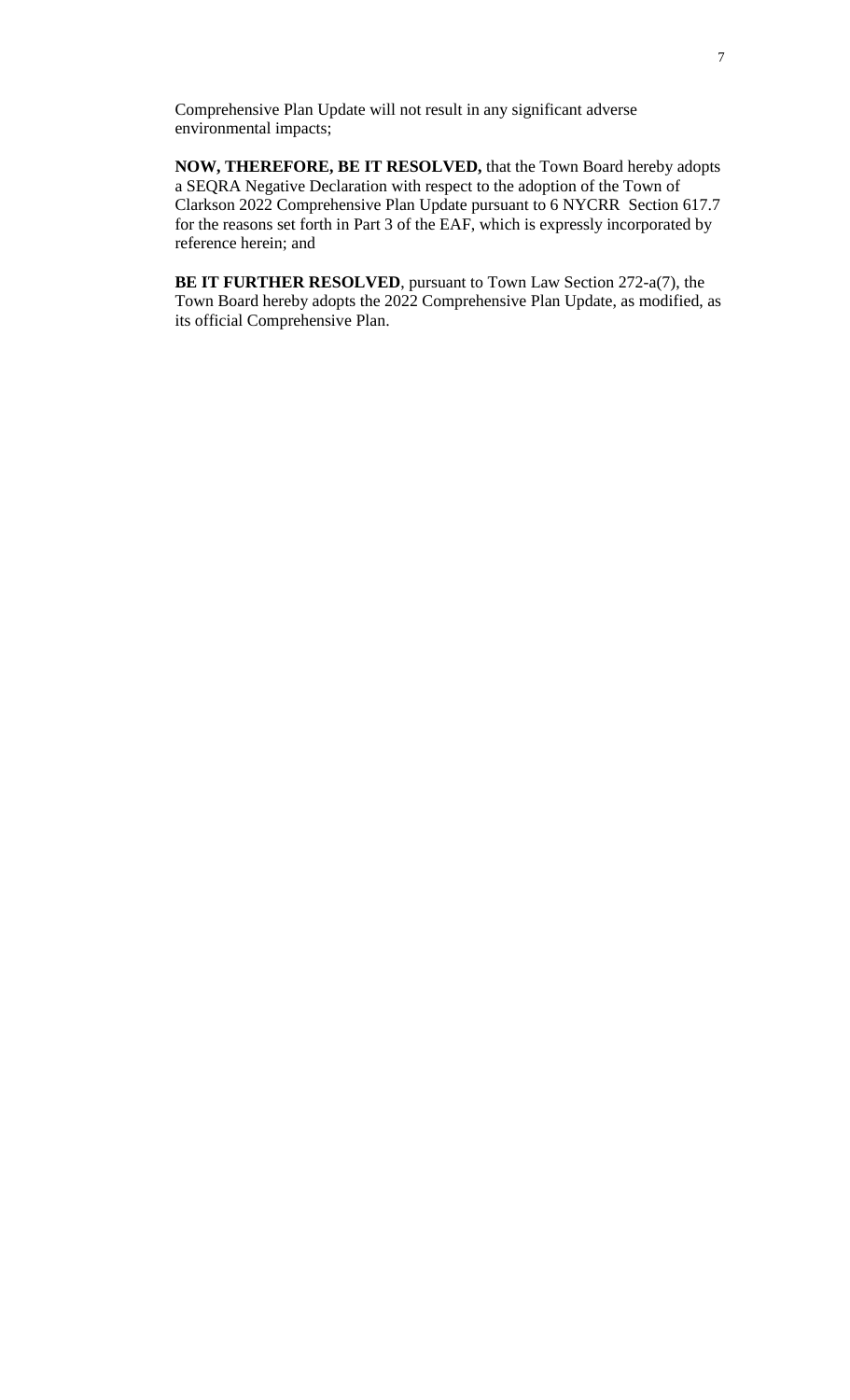Comprehensive Plan Update will not result in any significant adverse environmental impacts;

**NOW, THEREFORE, BE IT RESOLVED,** that the Town Board hereby adopts a SEQRA Negative Declaration with respect to the adoption of the Town of Clarkson 2022 Comprehensive Plan Update pursuant to 6 NYCRR Section 617.7 for the reasons set forth in Part 3 of the EAF, which is expressly incorporated by reference herein; and

**BE IT FURTHER RESOLVED**, pursuant to Town Law Section 272-a(7), the Town Board hereby adopts the 2022 Comprehensive Plan Update, as modified, as its official Comprehensive Plan.